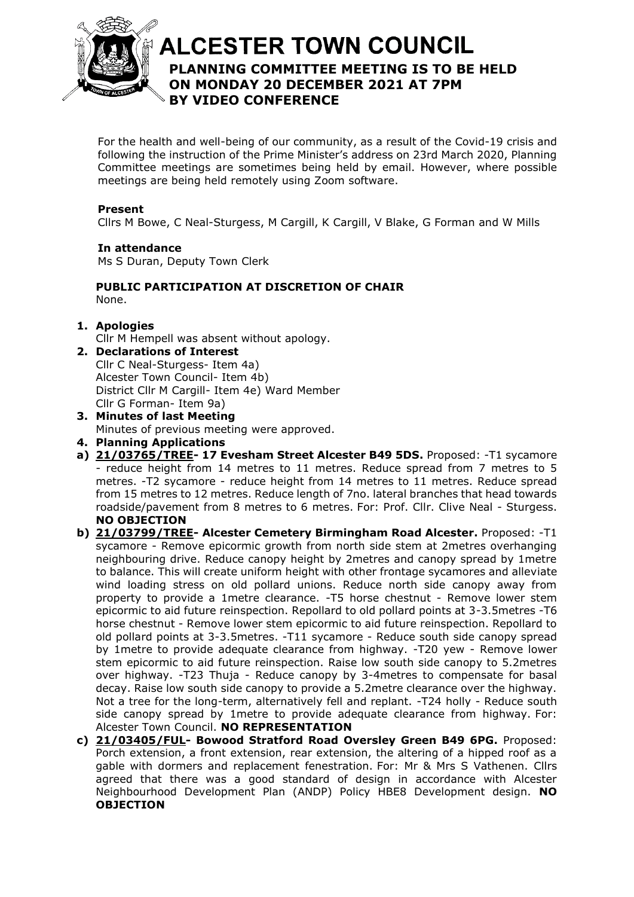# ALCESTER TOWN COUNCIL

## PLANNING COMMITTEE MEETING IS TO BE HELD ON MONDAY 20 DECEMBER 2021 AT 7PM BY VIDEO CONFERENCE

For the health and well-being of our community, as a result of the Covid-19 crisis and following the instruction of the Prime Minister's address on 23rd March 2020, Planning Committee meetings are sometimes being held by email. However, where possible meetings are being held remotely using Zoom software.

**Present**

Cllrs M Bowe, C Neal-Sturgess, M Cargill, K Cargill, V Blake, G Forman and W Mills

**In attendance**

Ms S Duran, Deputy Town Clerk

**PUBLIC PARTICIPATION AT DISCRETION OF CHAIR**

None.

1. **Apologies**
   Cllr M Hempell was absent without apology.
2. **Declarations of Interest**
   Cllr C Neal-Sturgess- Item 4a)
   Alcester Town Council- Item 4b)
   District Cllr M Cargill- Item 4e) Ward Member
   Cllr G Forman- Item 9a)
3. **Minutes of last Meeting**
   Minutes of previous meeting were approved.
4. **Planning Applications**

a) **21/03765/TREE- 17 Evesham Street Alcester B49 5DS.** Proposed: -T1 sycamore - reduce height from 14 metres to 11 metres. Reduce spread from 7 metres to 5 metres. -T2 sycamore - reduce height from 14 metres to 11 metres. Reduce spread from 15 metres to 12 metres. Reduce length of 7no. lateral branches that head towards roadside/pavement from 8 metres to 6 metres. For: Prof. Cllr. Clive Neal - Sturgess. **NO OBJECTION**

b) **21/03799/TREE- Alcester Cemetery Birmingham Road Alcester.** Proposed: -T1 sycamore - Remove epicormic growth from north side stem at 2metres overhanging neighbouring drive. Reduce canopy height by 2metres and canopy spread by 1metre to balance. This will create uniform height with other frontage sycamores and alleviate wind loading stress on old pollard unions. Reduce north side canopy away from property to provide a 1metre clearance. -T5 horse chestnut - Remove lower stem epicormic to aid future reinspection. Repollard to old pollard points at 3-3.5metres -T6 horse chestnut - Remove lower stem epicormic to aid future reinspection. Repollard to old pollard points at 3-3.5metres. -T11 sycamore - Reduce south side canopy spread by 1metre to provide adequate clearance from highway. -T20 yew - Remove lower stem epicormic to aid future reinspection. Raise low south side canopy to 5.2metres over highway. -T23 Thuja - Reduce canopy by 3-4metres to compensate for basal decay. Raise low south side canopy to provide a 5.2metre clearance over the highway. Not a tree for the long-term, alternatively fell and replant. -T24 holly - Reduce south side canopy spread by 1metre to provide adequate clearance from highway. For: Alcester Town Council. **NO REPRESENTATION**

c) **21/03405/FUL- Bowood Stratford Road Oversley Green B49 6PG.** Proposed: Porch extension, a front extension, rear extension, the altering of a hipped roof as a gable with dormers and replacement fenestration. For: Mr & Mrs S Vathenen. Cllrs agreed that there was a good standard of design in accordance with Alcester Neighbourhood Development Plan (ANDP) Policy HBE8 Development design. **NO OBJECTION**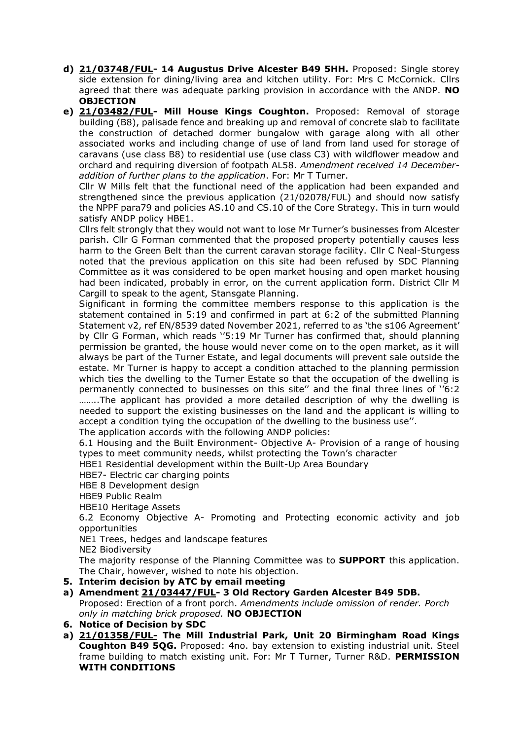- **d) 21/03748/FUL- 14 Augustus Drive Alcester B49 5HH.** Proposed: Single storey side extension for dining/living area and kitchen utility. For: Mrs C McCornick. Cllrs agreed that there was adequate parking provision in accordance with the ANDP. **NO OBJECTION**
- **e) 21/03482/FUL- Mill House Kings Coughton.** Proposed: Removal of storage building (B8), palisade fence and breaking up and removal of concrete slab to facilitate the construction of detached dormer bungalow with garage along with all other associated works and including change of use of land from land used for storage of caravans (use class B8) to residential use (use class C3) with wildflower meadow and orchard and requiring diversion of footpath AL58. *Amendment received 14 December- addition of further plans to the application*. For: Mr T Turner.

  Cllr W Mills felt that the functional need of the application had been expanded and strengthened since the previous application (21/02078/FUL) and should now satisfy the NPPF para79 and policies AS.10 and CS.10 of the Core Strategy. This in turn would satisfy ANDP policy HBE1.

  Cllrs felt strongly that they would not want to lose Mr Turner's businesses from Alcester parish. Cllr G Forman commented that the proposed property potentially causes less harm to the Green Belt than the current caravan storage facility. Cllr C Neal-Sturgess noted that the previous application on this site had been refused by SDC Planning Committee as it was considered to be open market housing and open market housing had been indicated, probably in error, on the current application form. District Cllr M Cargill to speak to the agent, Stansgate Planning.

  Significant in forming the committee members response to this application is the statement contained in 5:19 and confirmed in part at 6:2 of the submitted Planning Statement v2, ref EN/8539 dated November 2021, referred to as 'the s106 Agreement' by Cllr G Forman, which reads ''5:19 Mr Turner has confirmed that, should planning permission be granted, the house would never come on to the open market, as it will always be part of the Turner Estate, and legal documents will prevent sale outside the estate. Mr Turner is happy to accept a condition attached to the planning permission which ties the dwelling to the Turner Estate so that the occupation of the dwelling is permanently connected to businesses on this site'' and the final three lines of ''6:2 ……..The applicant has provided a more detailed description of why the dwelling is needed to support the existing businesses on the land and the applicant is willing to accept a condition tying the occupation of the dwelling to the business use''.

  The application accords with the following ANDP policies:

  6.1 Housing and the Built Environment- Objective A- Provision of a range of housing types to meet community needs, whilst protecting the Town's character

  HBE1 Residential development within the Built-Up Area Boundary

  HBE7- Electric car charging points

  HBE 8 Development design

  HBE9 Public Realm

  HBE10 Heritage Assets

  6.2 Economy Objective A- Promoting and Protecting economic activity and job opportunities

  NE1 Trees, hedges and landscape features

  NE2 Biodiversity

  The majority response of the Planning Committee was to **SUPPORT** this application. The Chair, however, wished to note his objection.

**5. Interim decision by ATC by email meeting**

**a) Amendment 21/03447/FUL- 3 Old Rectory Garden Alcester B49 5DB.**
Proposed: Erection of a front porch. *Amendments include omission of render. Porch only in matching brick proposed.* **NO OBJECTION**

**6. Notice of Decision by SDC**

**a) 21/01358/FUL- The Mill Industrial Park, Unit 20 Birmingham Road Kings Coughton B49 5QG.** Proposed: 4no. bay extension to existing industrial unit. Steel frame building to match existing unit. For: Mr T Turner, Turner R&D. **PERMISSION WITH CONDITIONS**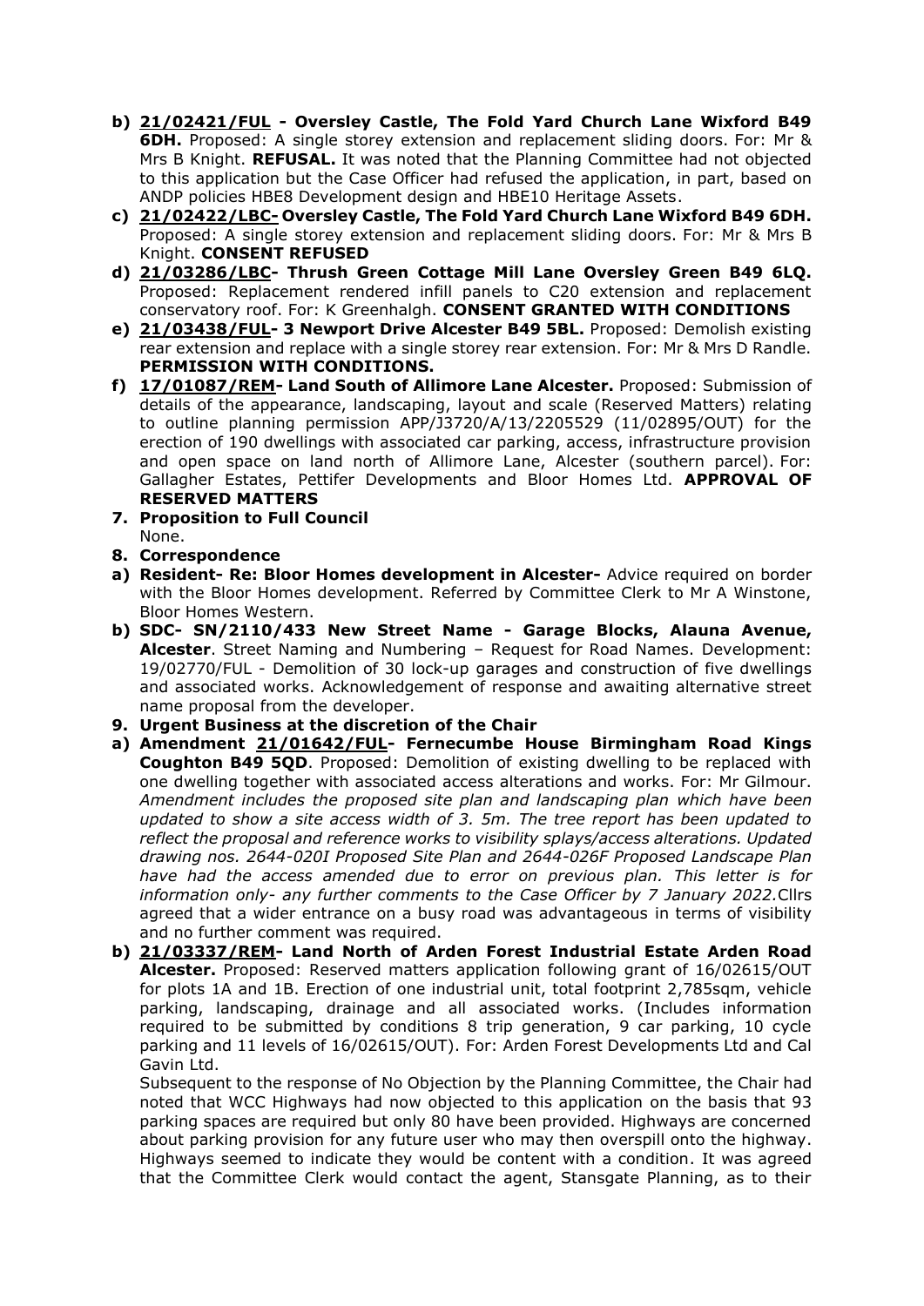- **b) 21/02421/FUL - Oversley Castle, The Fold Yard Church Lane Wixford B49 6DH.** Proposed: A single storey extension and replacement sliding doors. For: Mr & Mrs B Knight. **REFUSAL.** It was noted that the Planning Committee had not objected to this application but the Case Officer had refused the application, in part, based on ANDP policies HBE8 Development design and HBE10 Heritage Assets.
- **c) 21/02422/LBC- Oversley Castle, The Fold Yard Church Lane Wixford B49 6DH.** Proposed: A single storey extension and replacement sliding doors. For: Mr & Mrs B Knight. **CONSENT REFUSED**
- **d) 21/03286/LBC- Thrush Green Cottage Mill Lane Oversley Green B49 6LQ.** Proposed: Replacement rendered infill panels to C20 extension and replacement conservatory roof. For: K Greenhalgh. **CONSENT GRANTED WITH CONDITIONS**
- **e) 21/03438/FUL- 3 Newport Drive Alcester B49 5BL.** Proposed: Demolish existing rear extension and replace with a single storey rear extension. For: Mr & Mrs D Randle. **PERMISSION WITH CONDITIONS.**
- **f) 17/01087/REM- Land South of Allimore Lane Alcester.** Proposed: Submission of details of the appearance, landscaping, layout and scale (Reserved Matters) relating to outline planning permission APP/J3720/A/13/2205529 (11/02895/OUT) for the erection of 190 dwellings with associated car parking, access, infrastructure provision and open space on land north of Allimore Lane, Alcester (southern parcel). For: Gallagher Estates, Pettifer Developments and Bloor Homes Ltd. **APPROVAL OF RESERVED MATTERS**

**7. Proposition to Full Council**
None.

**8. Correspondence**

- **a) Resident- Re: Bloor Homes development in Alcester-** Advice required on border with the Bloor Homes development. Referred by Committee Clerk to Mr A Winstone, Bloor Homes Western.
- **b) SDC- SN/2110/433 New Street Name - Garage Blocks, Alauna Avenue, Alcester**. Street Naming and Numbering – Request for Road Names. Development: 19/02770/FUL - Demolition of 30 lock-up garages and construction of five dwellings and associated works. Acknowledgement of response and awaiting alternative street name proposal from the developer.

**9. Urgent Business at the discretion of the Chair**

- **a) Amendment 21/01642/FUL- Fernecumbe House Birmingham Road Kings Coughton B49 5QD**. Proposed: Demolition of existing dwelling to be replaced with one dwelling together with associated access alterations and works. For: Mr Gilmour. *Amendment includes the proposed site plan and landscaping plan which have been updated to show a site access width of 3. 5m. The tree report has been updated to reflect the proposal and reference works to visibility splays/access alterations. Updated drawing nos. 2644-020I Proposed Site Plan and 2644-026F Proposed Landscape Plan have had the access amended due to error on previous plan. This letter is for information only- any further comments to the Case Officer by 7 January 2022.* Cllrs agreed that a wider entrance on a busy road was advantageous in terms of visibility and no further comment was required.
- **b) 21/03337/REM- Land North of Arden Forest Industrial Estate Arden Road Alcester.** Proposed: Reserved matters application following grant of 16/02615/OUT for plots 1A and 1B. Erection of one industrial unit, total footprint 2,785sqm, vehicle parking, landscaping, drainage and all associated works. (Includes information required to be submitted by conditions 8 trip generation, 9 car parking, 10 cycle parking and 11 levels of 16/02615/OUT). For: Arden Forest Developments Ltd and Cal Gavin Ltd.

  Subsequent to the response of No Objection by the Planning Committee, the Chair had noted that WCC Highways had now objected to this application on the basis that 93 parking spaces are required but only 80 have been provided. Highways are concerned about parking provision for any future user who may then overspill onto the highway. Highways seemed to indicate they would be content with a condition. It was agreed that the Committee Clerk would contact the agent, Stansgate Planning, as to their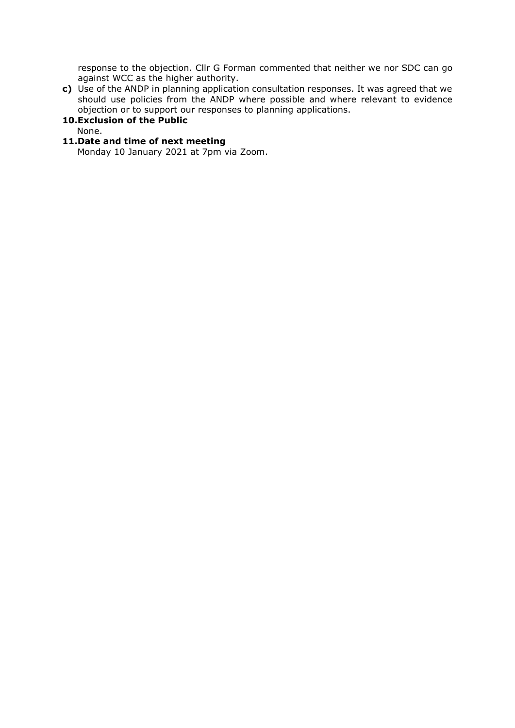response to the objection. Cllr G Forman commented that neither we nor SDC can go against WCC as the higher authority.

**c)** Use of the ANDP in planning application consultation responses. It was agreed that we should use policies from the ANDP where possible and where relevant to evidence objection or to support our responses to planning applications.

**10. Exclusion of the Public**

None.

**11. Date and time of next meeting**

Monday 10 January 2021 at 7pm via Zoom.